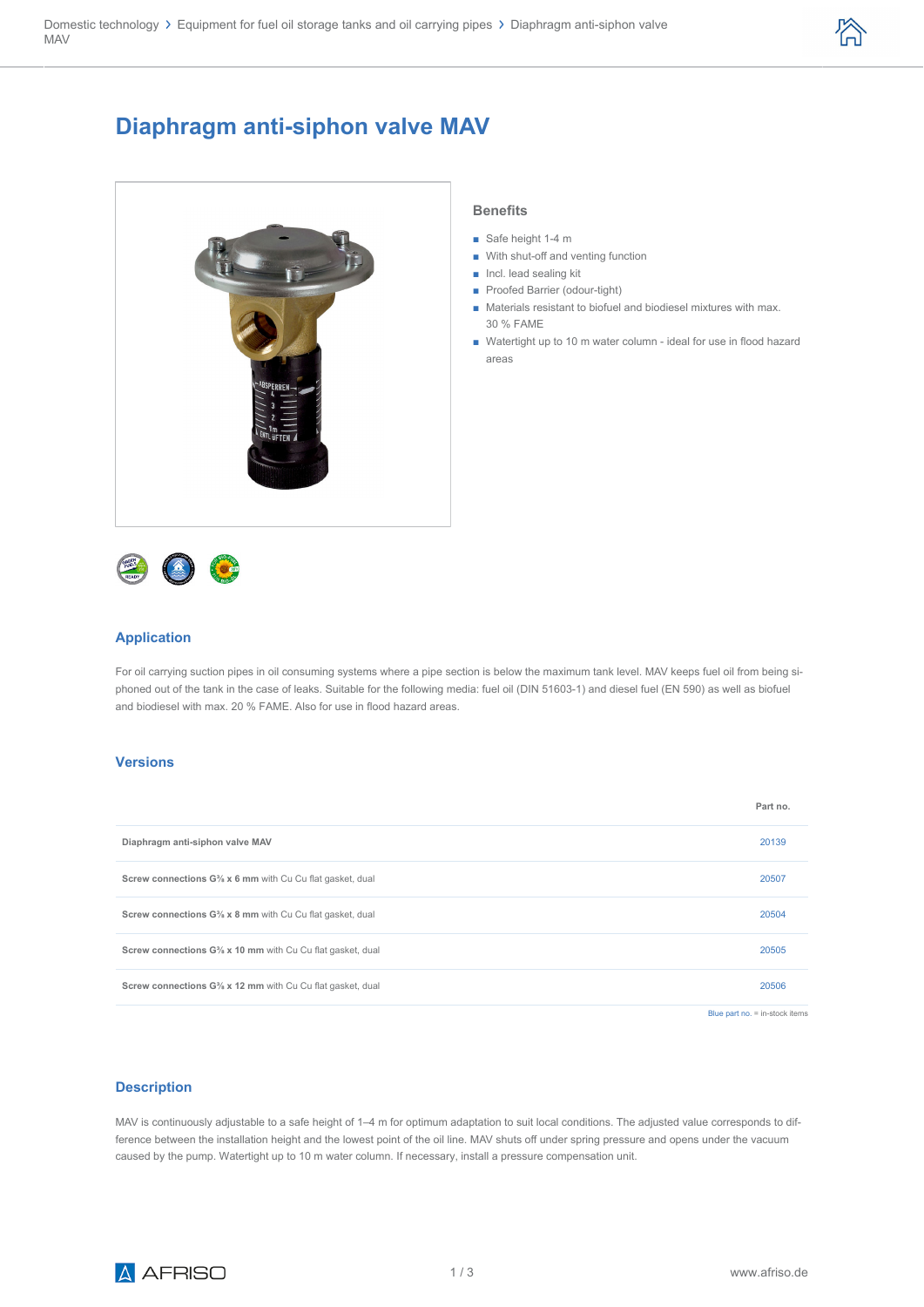Domestic technology > Equipment for fuel oil storage tanks and oil carrying pipes > Diaphragm anti-siphon valve MAV

# Diaphragm anti-siphon valve MAV

### Benefits

- Safe height 1-4 m
- With shut-off and venting function
- Incl. lead sealing kit
- Proofed Barrier (odour-tight)
- Materials resistant to biofuel and biodiesel mixtures with max. 30 % FAME
- Watertight up to 10 m water column - ideal for use in flood hazard areas

## Application

For oil carrying suction pipes in oil consuming systems where a pipe section is below the maximum tank level. MAV keeps fuel oil from being siphoned out of the tank in the case of leaks. Suitable for the following media: fuel oil (DIN 51603-1) and diesel fuel (EN 590) as well as biofuel and biodiesel with max. 20 % FAME. Also for use in flood hazard areas.

## Versions

| | Part no. |
|---|---|
| **Diaphragm anti-siphon valve MAV** | 20139 |
| **Screw connections G⅜ x 6 mm** with Cu Cu flat gasket, dual | 20507 |
| **Screw connections G⅜ x 8 mm** with Cu Cu flat gasket, dual | 20504 |
| **Screw connections G⅜ x 10 mm** with Cu Cu flat gasket, dual | 20505 |
| **Screw connections G⅜ x 12 mm** with Cu Cu flat gasket, dual | 20506 |

Blue part no. = in-stock items

## Description

MAV is continuously adjustable to a safe height of 1–4 m for optimum adaptation to suit local conditions. The adjusted value corresponds to difference between the installation height and the lowest point of the oil line. MAV shuts off under spring pressure and opens under the vacuum caused by the pump. Watertight up to 10 m water column. If necessary, install a pressure compensation unit.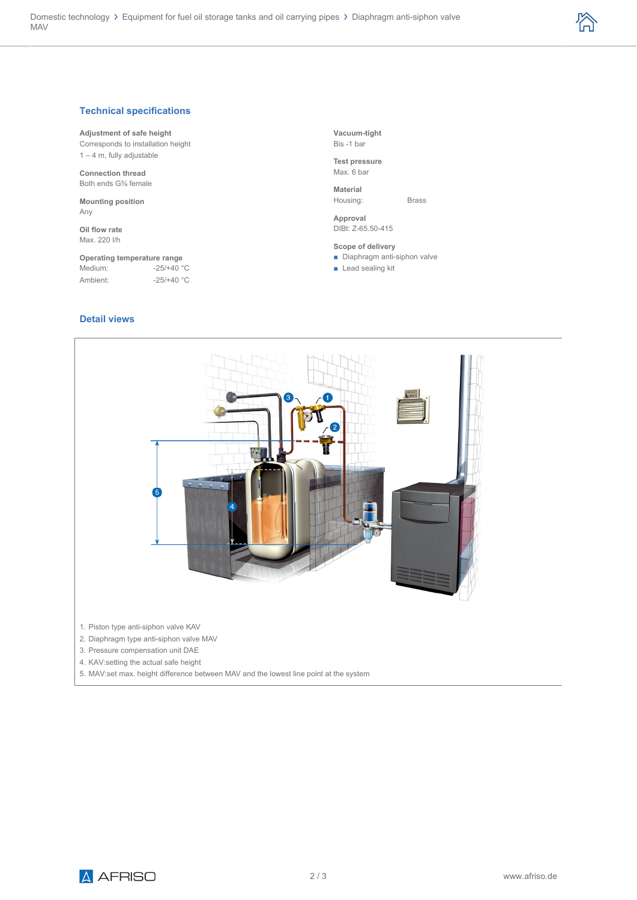## Technical specifications

**Adjustment of safe height**
Corresponds to installation height
1 – 4 m, fully adjustable

**Connection thread**
Both ends G⅜ female

**Mounting position**
Any

**Oil flow rate**
Max. 220 l/h

**Operating temperature range**

| | |
|---|---|
| Medium: | -25/+40 °C |
| Ambient: | -25/+40 °C |

**Vacuum-tight**
Bis -1 bar

**Test pressure**
Max. 6 bar

**Material**

| | |
|---|---|
| Housing: | Brass |

**Approval**
DIBt: Z-65.50-415

**Scope of delivery**

- Diaphragm anti-siphon valve
- Lead sealing kit

## Detail views

1. Piston type anti-siphon valve KAV
2. Diaphragm type anti-siphon valve MAV
3. Pressure compensation unit DAE
4. KAV:setting the actual safe height
5. MAV:set max. height difference between MAV and the lowest line point at the system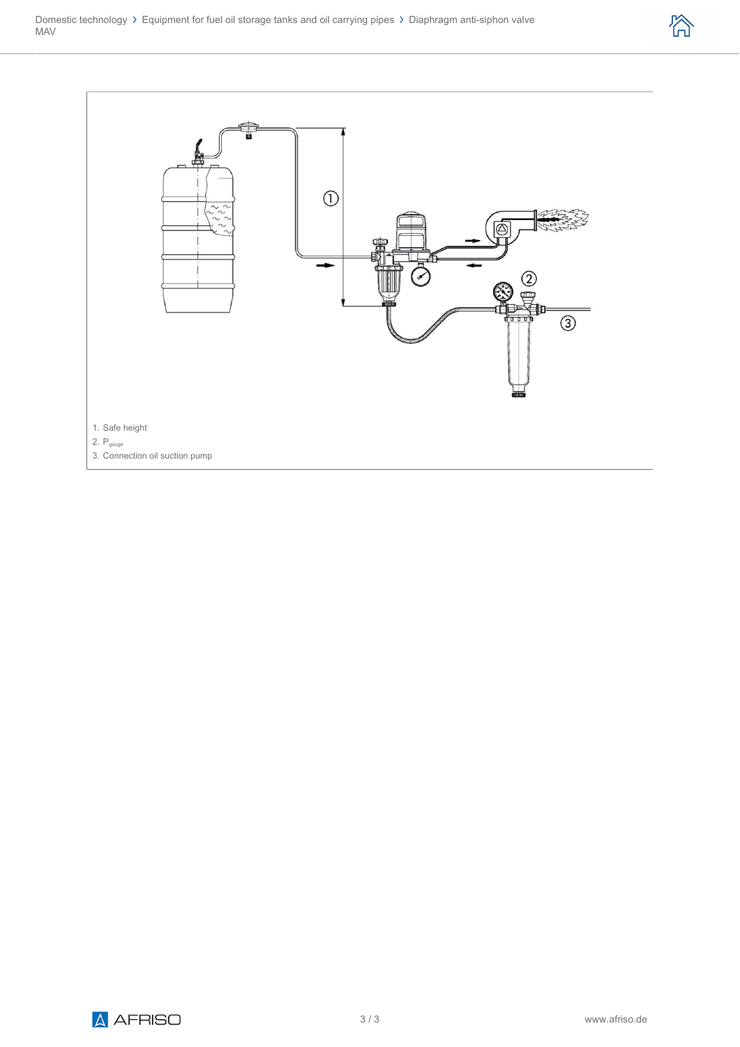1. Safe height
2. $P_{gauge}$
3. Connection oil suction pump